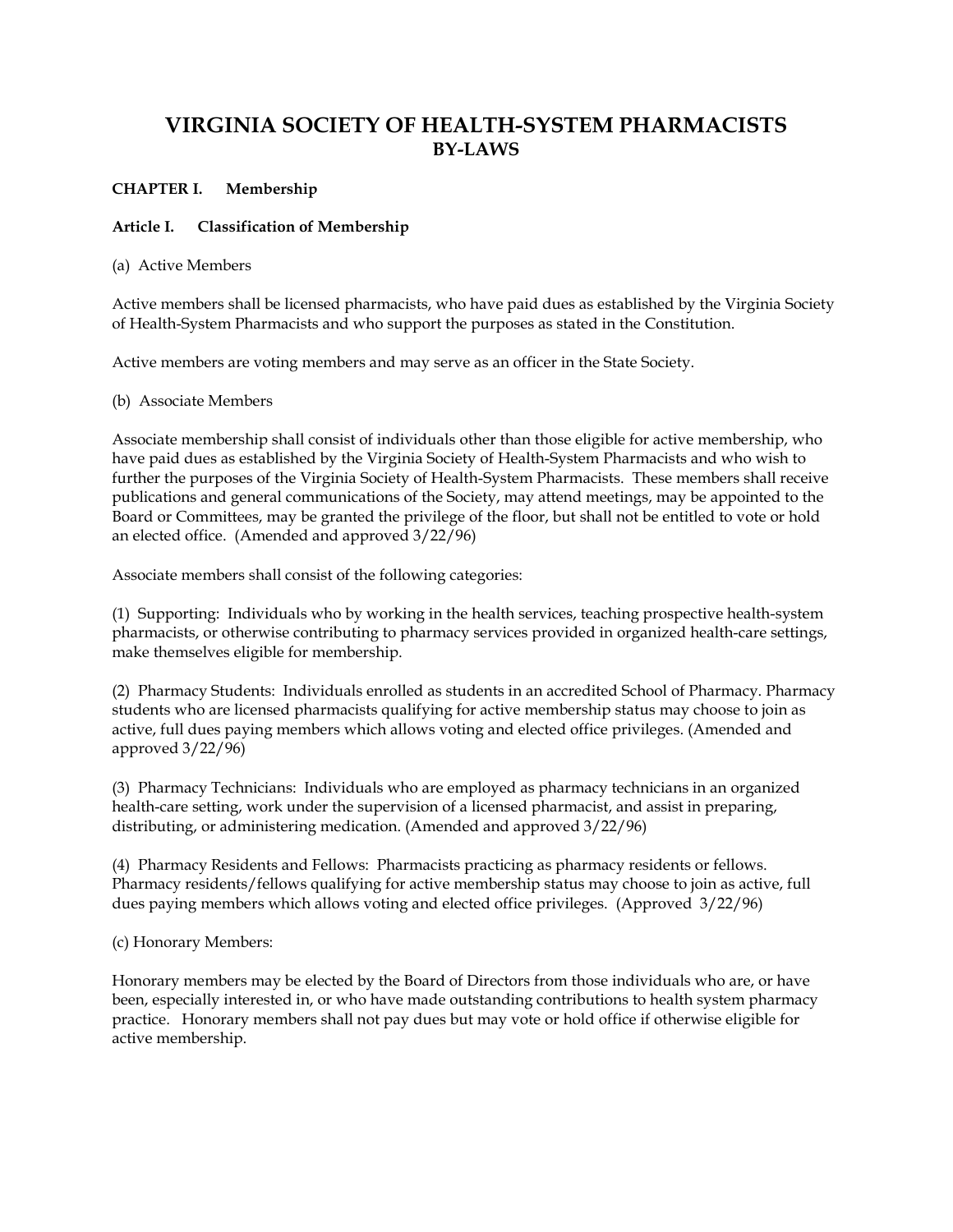# VIRGINIA SOCIETY OF HEALTH-SYSTEM PHARMACISTS
## BY-LAWS

### CHAPTER I. Membership

#### Article I. Classification of Membership

(a) Active Members

Active members shall be licensed pharmacists, who have paid dues as established by the Virginia Society of Health-System Pharmacists and who support the purposes as stated in the Constitution.

Active members are voting members and may serve as an officer in the State Society.

(b) Associate Members

Associate membership shall consist of individuals other than those eligible for active membership, who have paid dues as established by the Virginia Society of Health-System Pharmacists and who wish to further the purposes of the Virginia Society of Health-System Pharmacists. These members shall receive publications and general communications of the Society, may attend meetings, may be appointed to the Board or Committees, may be granted the privilege of the floor, but shall not be entitled to vote or hold an elected office. (Amended and approved 3/22/96)

Associate members shall consist of the following categories:

(1) Supporting: Individuals who by working in the health services, teaching prospective health-system pharmacists, or otherwise contributing to pharmacy services provided in organized health-care settings, make themselves eligible for membership.

(2) Pharmacy Students: Individuals enrolled as students in an accredited School of Pharmacy. Pharmacy students who are licensed pharmacists qualifying for active membership status may choose to join as active, full dues paying members which allows voting and elected office privileges. (Amended and approved 3/22/96)

(3) Pharmacy Technicians: Individuals who are employed as pharmacy technicians in an organized health-care setting, work under the supervision of a licensed pharmacist, and assist in preparing, distributing, or administering medication. (Amended and approved 3/22/96)

(4) Pharmacy Residents and Fellows: Pharmacists practicing as pharmacy residents or fellows. Pharmacy residents/fellows qualifying for active membership status may choose to join as active, full dues paying members which allows voting and elected office privileges. (Approved 3/22/96)

(c) Honorary Members:

Honorary members may be elected by the Board of Directors from those individuals who are, or have been, especially interested in, or who have made outstanding contributions to health system pharmacy practice. Honorary members shall not pay dues but may vote or hold office if otherwise eligible for active membership.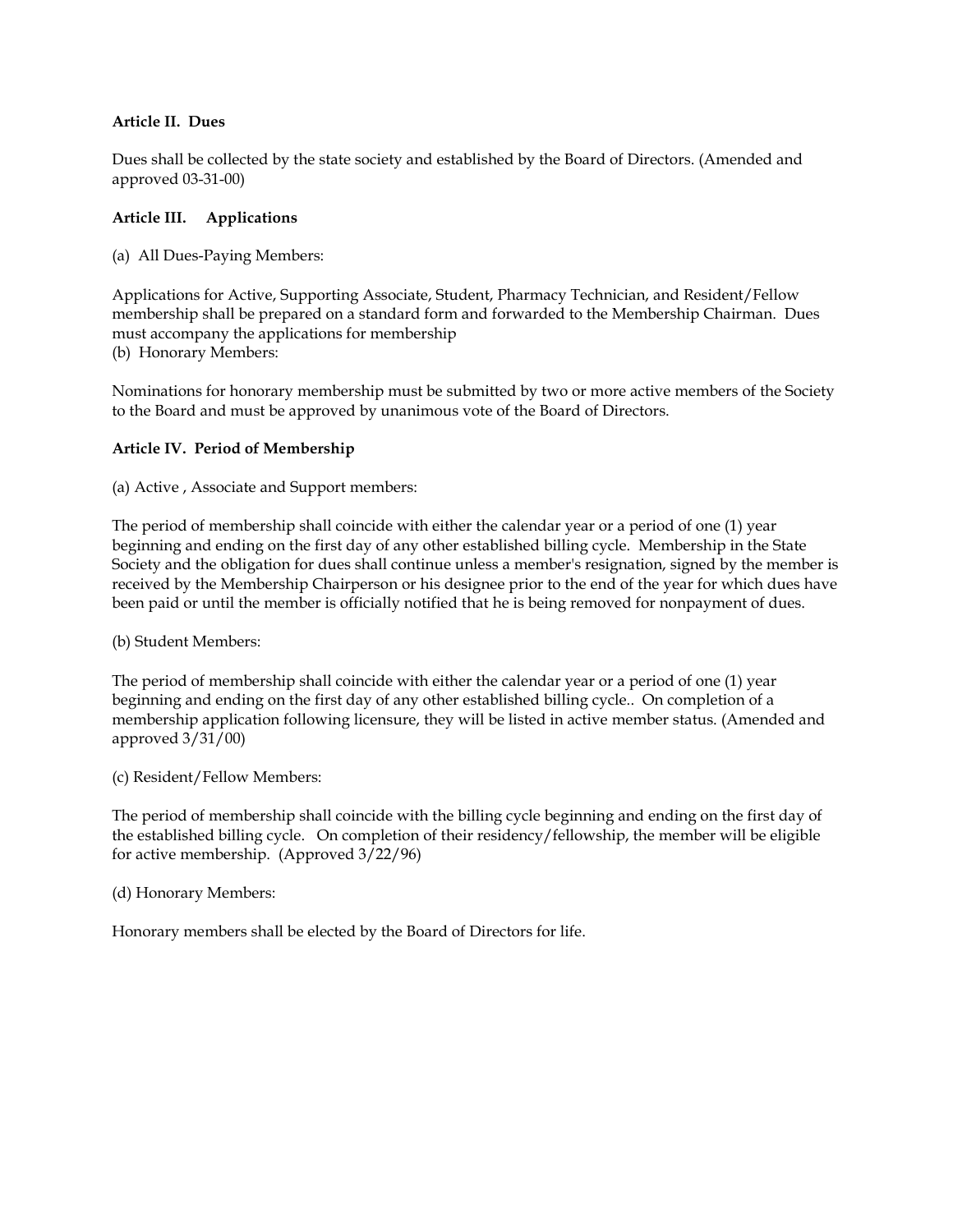**Article II.  Dues**

Dues shall be collected by the state society and established by the Board of Directors. (Amended and approved 03-31-00)

**Article III.     Applications**

(a)  All Dues-Paying Members:

Applications for Active, Supporting Associate, Student, Pharmacy Technician, and Resident/Fellow membership shall be prepared on a standard form and forwarded to the Membership Chairman.  Dues must accompany the applications for membership

(b)  Honorary Members:

Nominations for honorary membership must be submitted by two or more active members of the Society to the Board and must be approved by unanimous vote of the Board of Directors.

**Article IV.  Period of Membership**

(a) Active , Associate and Support members:

The period of membership shall coincide with either the calendar year or a period of one (1) year beginning and ending on the first day of any other established billing cycle.  Membership in the State Society and the obligation for dues shall continue unless a member's resignation, signed by the member is received by the Membership Chairperson or his designee prior to the end of the year for which dues have been paid or until the member is officially notified that he is being removed for nonpayment of dues.

(b) Student Members:

The period of membership shall coincide with either the calendar year or a period of one (1) year beginning and ending on the first day of any other established billing cycle..  On completion of a membership application following licensure, they will be listed in active member status. (Amended and approved 3/31/00)

(c) Resident/Fellow Members:

The period of membership shall coincide with the billing cycle beginning and ending on the first day of the established billing cycle.   On completion of their residency/fellowship, the member will be eligible for active membership.  (Approved 3/22/96)

(d) Honorary Members:

Honorary members shall be elected by the Board of Directors for life.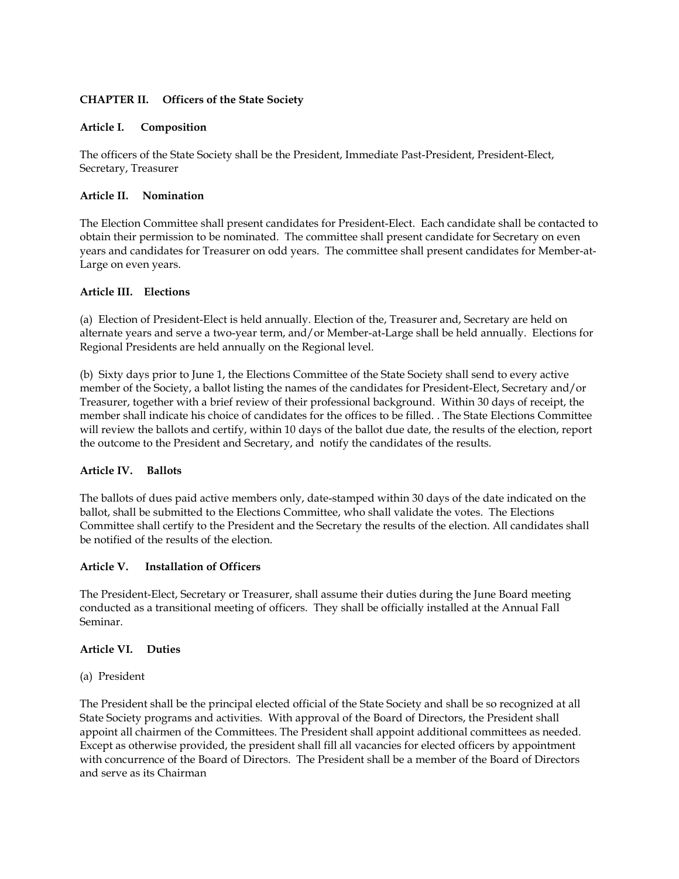**CHAPTER II. Officers of the State Society**

**Article I. Composition**

The officers of the State Society shall be the President, Immediate Past-President, President-Elect, Secretary, Treasurer

**Article II. Nomination**

The Election Committee shall present candidates for President-Elect. Each candidate shall be contacted to obtain their permission to be nominated. The committee shall present candidate for Secretary on even years and candidates for Treasurer on odd years. The committee shall present candidates for Member-at-Large on even years.

**Article III. Elections**

(a) Election of President-Elect is held annually. Election of the, Treasurer and, Secretary are held on alternate years and serve a two-year term, and/or Member-at-Large shall be held annually. Elections for Regional Presidents are held annually on the Regional level.

(b) Sixty days prior to June 1, the Elections Committee of the State Society shall send to every active member of the Society, a ballot listing the names of the candidates for President-Elect, Secretary and/or Treasurer, together with a brief review of their professional background. Within 30 days of receipt, the member shall indicate his choice of candidates for the offices to be filled. . The State Elections Committee will review the ballots and certify, within 10 days of the ballot due date, the results of the election, report the outcome to the President and Secretary, and notify the candidates of the results.

**Article IV. Ballots**

The ballots of dues paid active members only, date-stamped within 30 days of the date indicated on the ballot, shall be submitted to the Elections Committee, who shall validate the votes. The Elections Committee shall certify to the President and the Secretary the results of the election. All candidates shall be notified of the results of the election.

**Article V. Installation of Officers**

The President-Elect, Secretary or Treasurer, shall assume their duties during the June Board meeting conducted as a transitional meeting of officers. They shall be officially installed at the Annual Fall Seminar.

**Article VI. Duties**

(a) President

The President shall be the principal elected official of the State Society and shall be so recognized at all State Society programs and activities. With approval of the Board of Directors, the President shall appoint all chairmen of the Committees. The President shall appoint additional committees as needed. Except as otherwise provided, the president shall fill all vacancies for elected officers by appointment with concurrence of the Board of Directors. The President shall be a member of the Board of Directors and serve as its Chairman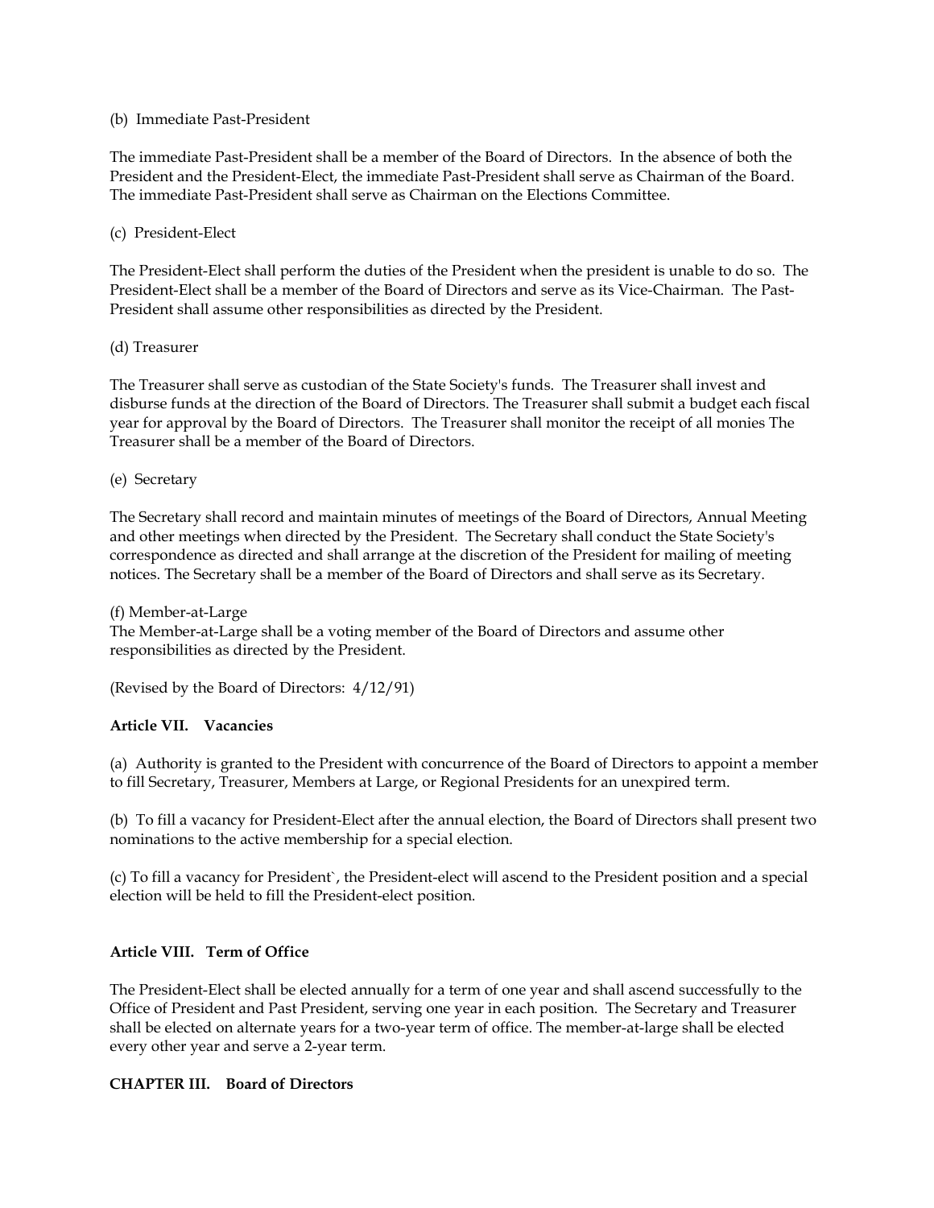(b) Immediate Past-President

The immediate Past-President shall be a member of the Board of Directors. In the absence of both the President and the President-Elect, the immediate Past-President shall serve as Chairman of the Board. The immediate Past-President shall serve as Chairman on the Elections Committee.

(c) President-Elect

The President-Elect shall perform the duties of the President when the president is unable to do so. The President-Elect shall be a member of the Board of Directors and serve as its Vice-Chairman. The Past-President shall assume other responsibilities as directed by the President.

(d) Treasurer

The Treasurer shall serve as custodian of the State Society's funds. The Treasurer shall invest and disburse funds at the direction of the Board of Directors. The Treasurer shall submit a budget each fiscal year for approval by the Board of Directors. The Treasurer shall monitor the receipt of all monies The Treasurer shall be a member of the Board of Directors.

(e) Secretary

The Secretary shall record and maintain minutes of meetings of the Board of Directors, Annual Meeting and other meetings when directed by the President. The Secretary shall conduct the State Society's correspondence as directed and shall arrange at the discretion of the President for mailing of meeting notices. The Secretary shall be a member of the Board of Directors and shall serve as its Secretary.

(f) Member-at-Large
The Member-at-Large shall be a voting member of the Board of Directors and assume other responsibilities as directed by the President.

(Revised by the Board of Directors: 4/12/91)

**Article VII. Vacancies**

(a) Authority is granted to the President with concurrence of the Board of Directors to appoint a member to fill Secretary, Treasurer, Members at Large, or Regional Presidents for an unexpired term.

(b) To fill a vacancy for President-Elect after the annual election, the Board of Directors shall present two nominations to the active membership for a special election.

(c) To fill a vacancy for President`, the President-elect will ascend to the President position and a special election will be held to fill the President-elect position.

**Article VIII. Term of Office**

The President-Elect shall be elected annually for a term of one year and shall ascend successfully to the Office of President and Past President, serving one year in each position. The Secretary and Treasurer shall be elected on alternate years for a two-year term of office. The member-at-large shall be elected every other year and serve a 2-year term.

**CHAPTER III. Board of Directors**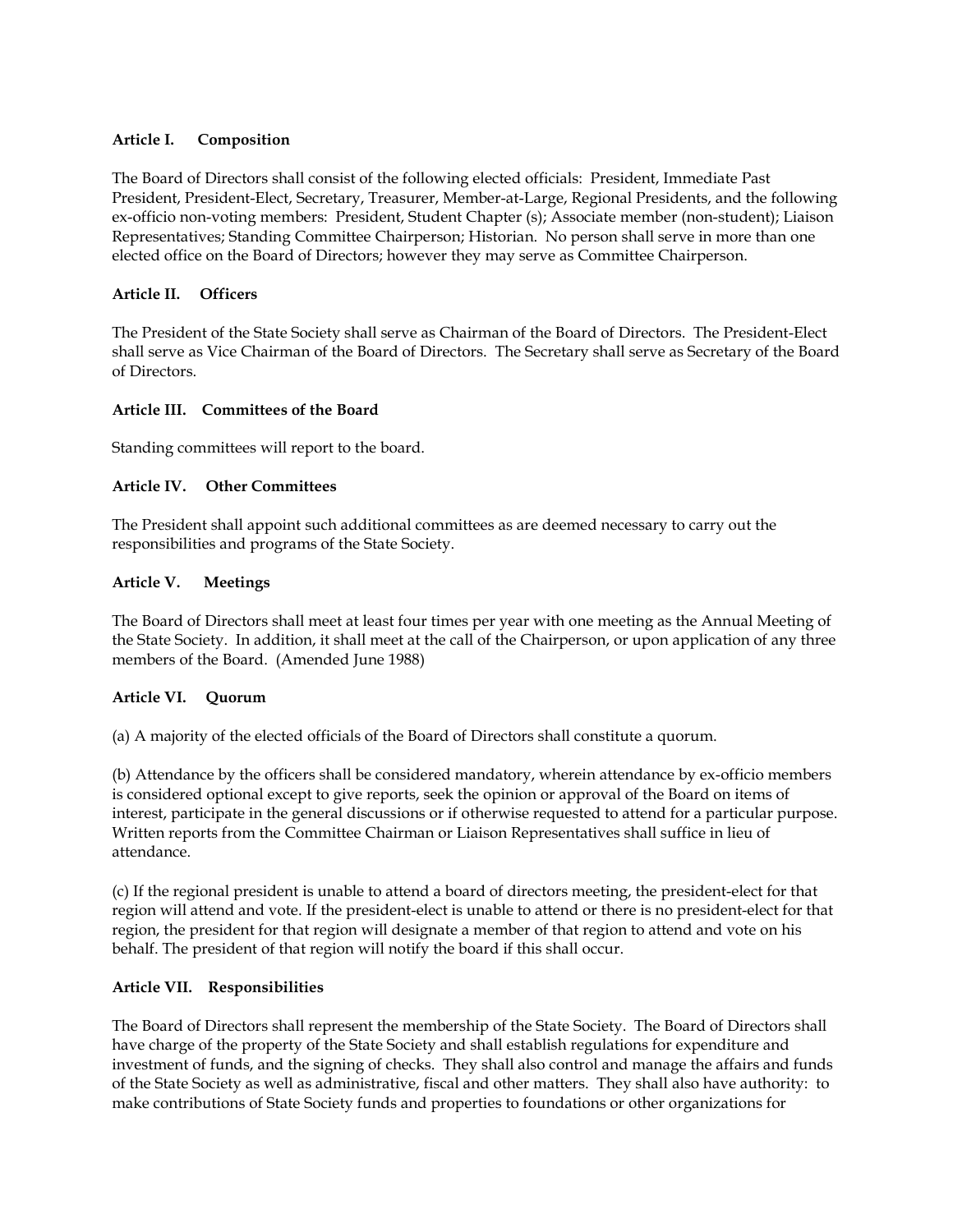### Article I. Composition

The Board of Directors shall consist of the following elected officials: President, Immediate Past President, President-Elect, Secretary, Treasurer, Member-at-Large, Regional Presidents, and the following ex-officio non-voting members: President, Student Chapter (s); Associate member (non-student); Liaison Representatives; Standing Committee Chairperson; Historian. No person shall serve in more than one elected office on the Board of Directors; however they may serve as Committee Chairperson.

### Article II. Officers

The President of the State Society shall serve as Chairman of the Board of Directors. The President-Elect shall serve as Vice Chairman of the Board of Directors. The Secretary shall serve as Secretary of the Board of Directors.

### Article III. Committees of the Board

Standing committees will report to the board.

### Article IV. Other Committees

The President shall appoint such additional committees as are deemed necessary to carry out the responsibilities and programs of the State Society.

### Article V. Meetings

The Board of Directors shall meet at least four times per year with one meeting as the Annual Meeting of the State Society. In addition, it shall meet at the call of the Chairperson, or upon application of any three members of the Board. (Amended June 1988)

### Article VI. Quorum

(a) A majority of the elected officials of the Board of Directors shall constitute a quorum.

(b) Attendance by the officers shall be considered mandatory, wherein attendance by ex-officio members is considered optional except to give reports, seek the opinion or approval of the Board on items of interest, participate in the general discussions or if otherwise requested to attend for a particular purpose. Written reports from the Committee Chairman or Liaison Representatives shall suffice in lieu of attendance.

(c) If the regional president is unable to attend a board of directors meeting, the president-elect for that region will attend and vote. If the president-elect is unable to attend or there is no president-elect for that region, the president for that region will designate a member of that region to attend and vote on his behalf. The president of that region will notify the board if this shall occur.

### Article VII. Responsibilities

The Board of Directors shall represent the membership of the State Society. The Board of Directors shall have charge of the property of the State Society and shall establish regulations for expenditure and investment of funds, and the signing of checks. They shall also control and manage the affairs and funds of the State Society as well as administrative, fiscal and other matters. They shall also have authority: to make contributions of State Society funds and properties to foundations or other organizations for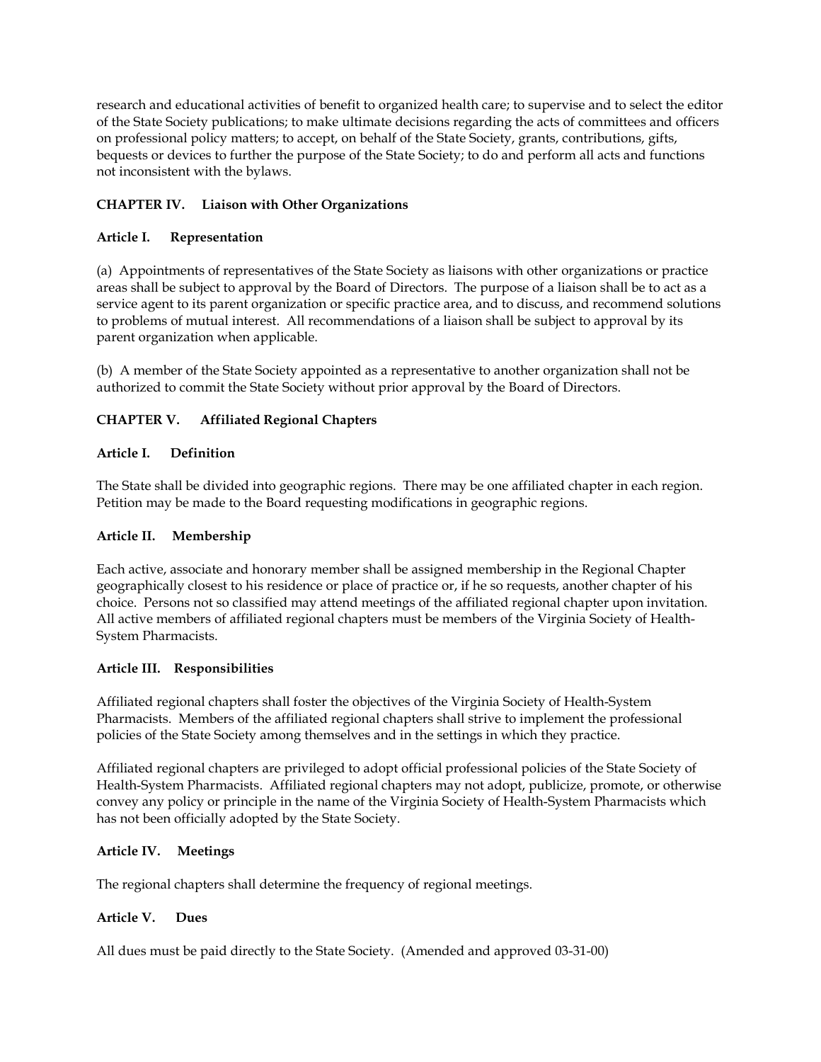research and educational activities of benefit to organized health care; to supervise and to select the editor of the State Society publications; to make ultimate decisions regarding the acts of committees and officers on professional policy matters; to accept, on behalf of the State Society, grants, contributions, gifts, bequests or devices to further the purpose of the State Society; to do and perform all acts and functions not inconsistent with the bylaws.

## CHAPTER IV. Liaison with Other Organizations

### Article I. Representation

(a) Appointments of representatives of the State Society as liaisons with other organizations or practice areas shall be subject to approval by the Board of Directors. The purpose of a liaison shall be to act as a service agent to its parent organization or specific practice area, and to discuss, and recommend solutions to problems of mutual interest. All recommendations of a liaison shall be subject to approval by its parent organization when applicable.

(b) A member of the State Society appointed as a representative to another organization shall not be authorized to commit the State Society without prior approval by the Board of Directors.

## CHAPTER V. Affiliated Regional Chapters

### Article I. Definition

The State shall be divided into geographic regions. There may be one affiliated chapter in each region. Petition may be made to the Board requesting modifications in geographic regions.

### Article II. Membership

Each active, associate and honorary member shall be assigned membership in the Regional Chapter geographically closest to his residence or place of practice or, if he so requests, another chapter of his choice. Persons not so classified may attend meetings of the affiliated regional chapter upon invitation. All active members of affiliated regional chapters must be members of the Virginia Society of Health-System Pharmacists.

### Article III. Responsibilities

Affiliated regional chapters shall foster the objectives of the Virginia Society of Health-System Pharmacists. Members of the affiliated regional chapters shall strive to implement the professional policies of the State Society among themselves and in the settings in which they practice.

Affiliated regional chapters are privileged to adopt official professional policies of the State Society of Health-System Pharmacists. Affiliated regional chapters may not adopt, publicize, promote, or otherwise convey any policy or principle in the name of the Virginia Society of Health-System Pharmacists which has not been officially adopted by the State Society.

### Article IV. Meetings

The regional chapters shall determine the frequency of regional meetings.

### Article V. Dues

All dues must be paid directly to the State Society. (Amended and approved 03-31-00)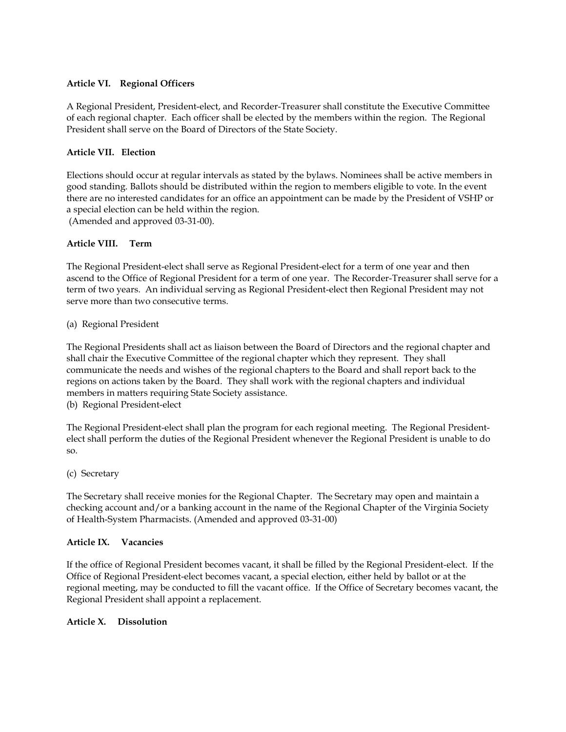**Article VI. Regional Officers**

A Regional President, President-elect, and Recorder-Treasurer shall constitute the Executive Committee of each regional chapter. Each officer shall be elected by the members within the region. The Regional President shall serve on the Board of Directors of the State Society.

**Article VII. Election**

Elections should occur at regular intervals as stated by the bylaws. Nominees shall be active members in good standing. Ballots should be distributed within the region to members eligible to vote. In the event there are no interested candidates for an office an appointment can be made by the President of VSHP or a special election can be held within the region.
(Amended and approved 03-31-00).

**Article VIII. Term**

The Regional President-elect shall serve as Regional President-elect for a term of one year and then ascend to the Office of Regional President for a term of one year. The Recorder-Treasurer shall serve for a term of two years. An individual serving as Regional President-elect then Regional President may not serve more than two consecutive terms.

(a) Regional President

The Regional Presidents shall act as liaison between the Board of Directors and the regional chapter and shall chair the Executive Committee of the regional chapter which they represent. They shall communicate the needs and wishes of the regional chapters to the Board and shall report back to the regions on actions taken by the Board. They shall work with the regional chapters and individual members in matters requiring State Society assistance.

(b) Regional President-elect

The Regional President-elect shall plan the program for each regional meeting. The Regional President-elect shall perform the duties of the Regional President whenever the Regional President is unable to do so.

(c) Secretary

The Secretary shall receive monies for the Regional Chapter. The Secretary may open and maintain a checking account and/or a banking account in the name of the Regional Chapter of the Virginia Society of Health-System Pharmacists. (Amended and approved 03-31-00)

**Article IX. Vacancies**

If the office of Regional President becomes vacant, it shall be filled by the Regional President-elect. If the Office of Regional President-elect becomes vacant, a special election, either held by ballot or at the regional meeting, may be conducted to fill the vacant office. If the Office of Secretary becomes vacant, the Regional President shall appoint a replacement.

**Article X. Dissolution**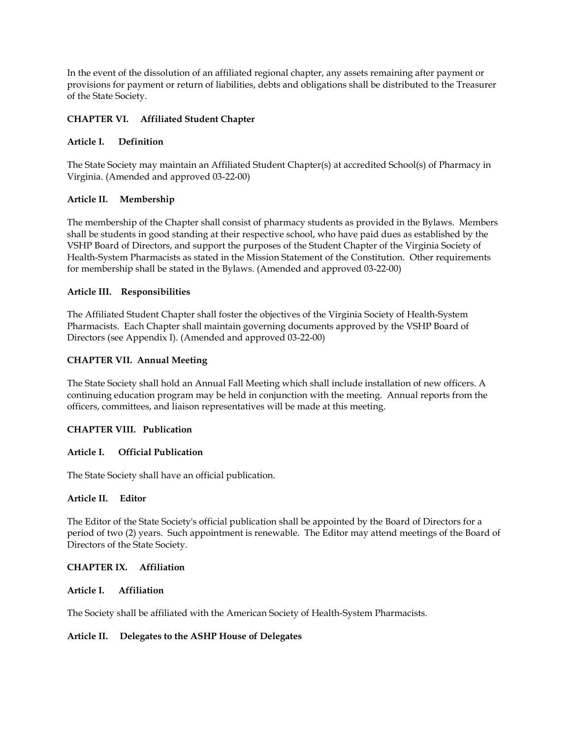In the event of the dissolution of an affiliated regional chapter, any assets remaining after payment or provisions for payment or return of liabilities, debts and obligations shall be distributed to the Treasurer of the State Society.

## CHAPTER VI. Affiliated Student Chapter

### Article I. Definition

The State Society may maintain an Affiliated Student Chapter(s) at accredited School(s) of Pharmacy in Virginia. (Amended and approved 03-22-00)

### Article II. Membership

The membership of the Chapter shall consist of pharmacy students as provided in the Bylaws. Members shall be students in good standing at their respective school, who have paid dues as established by the VSHP Board of Directors, and support the purposes of the Student Chapter of the Virginia Society of Health-System Pharmacists as stated in the Mission Statement of the Constitution. Other requirements for membership shall be stated in the Bylaws. (Amended and approved 03-22-00)

### Article III. Responsibilities

The Affiliated Student Chapter shall foster the objectives of the Virginia Society of Health-System Pharmacists. Each Chapter shall maintain governing documents approved by the VSHP Board of Directors (see Appendix I). (Amended and approved 03-22-00)

## CHAPTER VII. Annual Meeting

The State Society shall hold an Annual Fall Meeting which shall include installation of new officers. A continuing education program may be held in conjunction with the meeting. Annual reports from the officers, committees, and liaison representatives will be made at this meeting.

## CHAPTER VIII. Publication

### Article I. Official Publication

The State Society shall have an official publication.

### Article II. Editor

The Editor of the State Society's official publication shall be appointed by the Board of Directors for a period of two (2) years. Such appointment is renewable. The Editor may attend meetings of the Board of Directors of the State Society.

## CHAPTER IX. Affiliation

### Article I. Affiliation

The Society shall be affiliated with the American Society of Health-System Pharmacists.

### Article II. Delegates to the ASHP House of Delegates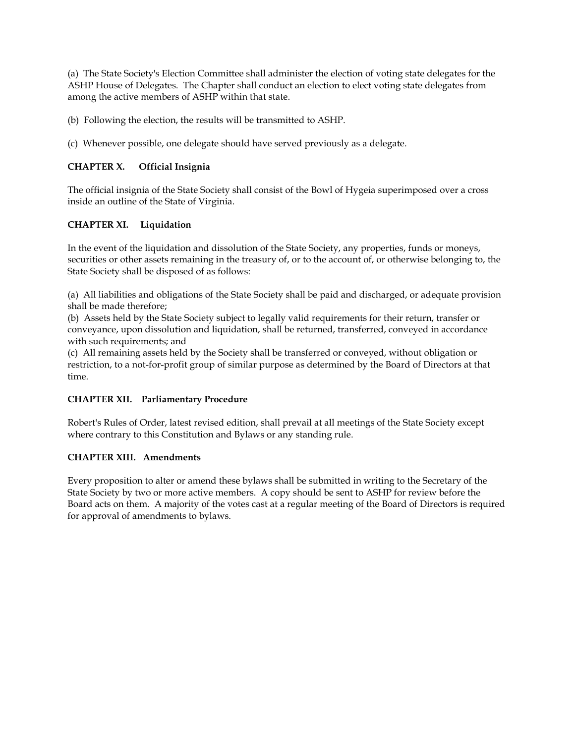(a) The State Society's Election Committee shall administer the election of voting state delegates for the ASHP House of Delegates. The Chapter shall conduct an election to elect voting state delegates from among the active members of ASHP within that state.

(b) Following the election, the results will be transmitted to ASHP.

(c) Whenever possible, one delegate should have served previously as a delegate.

## CHAPTER X. Official Insignia

The official insignia of the State Society shall consist of the Bowl of Hygeia superimposed over a cross inside an outline of the State of Virginia.

## CHAPTER XI. Liquidation

In the event of the liquidation and dissolution of the State Society, any properties, funds or moneys, securities or other assets remaining in the treasury of, or to the account of, or otherwise belonging to, the State Society shall be disposed of as follows:

(a) All liabilities and obligations of the State Society shall be paid and discharged, or adequate provision shall be made therefore;
(b) Assets held by the State Society subject to legally valid requirements for their return, transfer or conveyance, upon dissolution and liquidation, shall be returned, transferred, conveyed in accordance with such requirements; and
(c) All remaining assets held by the Society shall be transferred or conveyed, without obligation or restriction, to a not-for-profit group of similar purpose as determined by the Board of Directors at that time.

## CHAPTER XII. Parliamentary Procedure

Robert's Rules of Order, latest revised edition, shall prevail at all meetings of the State Society except where contrary to this Constitution and Bylaws or any standing rule.

## CHAPTER XIII. Amendments

Every proposition to alter or amend these bylaws shall be submitted in writing to the Secretary of the State Society by two or more active members. A copy should be sent to ASHP for review before the Board acts on them. A majority of the votes cast at a regular meeting of the Board of Directors is required for approval of amendments to bylaws.